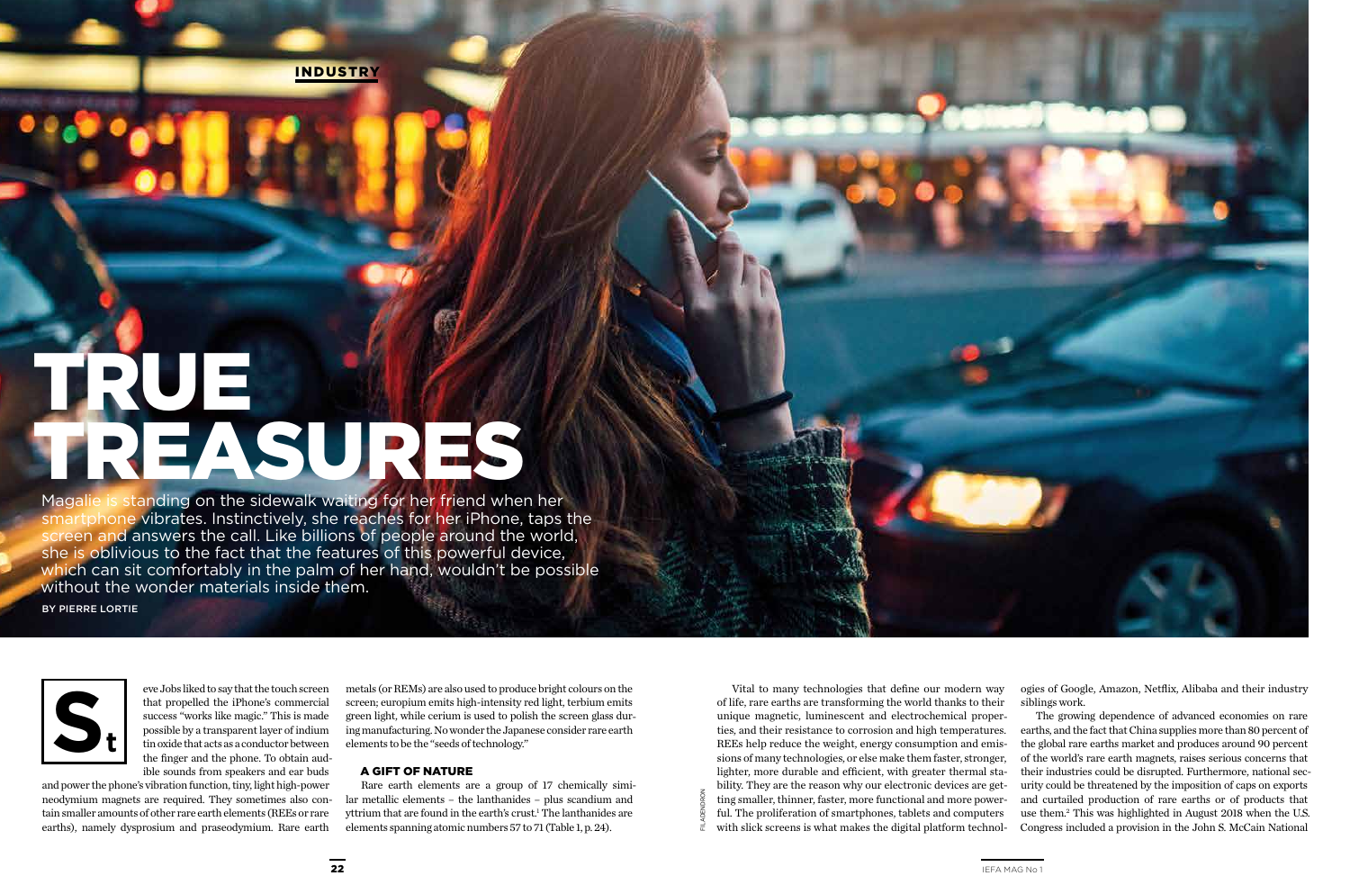INDUSTRY

# TRUE TREASURES

Magalie is standing on the sidewalk waiting for her friend when her smartphone vibrates. Instinctively, she reaches for her iPhone, taps the screen and answers the call. Like billions of people around the world, she is oblivious to the fact that the features of this powerful device, which can sit comfortably in the palm of her hand, wouldn't be possible without the wonder materials inside them.

BY PIERRE LORTIE

Steve Jobs liked to say that the touch screen that propelled the iPhone's commercial success "works like magic." This is made possible by a transparent layer of indium tin oxide that acts as a conductor between the finger and the phone. To obtain audible sounds from speakers and ear buds and power the phone's vibration function, tiny, light high-power neodymium magnets are required. They sometimes also contain smaller amounts of other rare earth elements (REEs or rare earths), namely dysprosium and praseodymium. Rare earth metals (or REMs) are also used to produce bright colours on the screen; europium emits high-intensity red light, terbium emits green light, while cerium is used to polish the screen glass during manufacturing. No wonder the Japanese consider rare earth elements to be the "seeds of technology."

## A GIFT OF NATURE

Rare earth elements are a group of 17 chemically similar metallic elements – the lanthanides – plus scandium and yttrium that are found in the earth's crust.[1] The lanthanides are elements spanning atomic numbers 57 to 71 (Table 1, p. 24).

Vital to many technologies that define our modern way of life, rare earths are transforming the world thanks to their unique magnetic, luminescent and electrochemical properties, and their resistance to corrosion and high temperatures. REEs help reduce the weight, energy consumption and emissions of many technologies, or else make them faster, stronger, lighter, more durable and efficient, with greater thermal stability. They are the reason why our electronic devices are getting smaller, thinner, faster, more functional and more powerful. The proliferation of smartphones, tablets and computers with slick screens is what makes the digital platform technologies of Google, Amazon, Netflix, Alibaba and their industry siblings work.

The growing dependence of advanced economies on rare earths, and the fact that China supplies more than 80 percent of the global rare earths market and produces around 90 percent of the world's rare earth magnets, raises serious concerns that their industries could be disrupted. Furthermore, national security could be threatened by the imposition of caps on exports and curtailed production of rare earths or of products that use them.[2] This was highlighted in August 2018 when the U.S. Congress included a provision in the John S. McCain National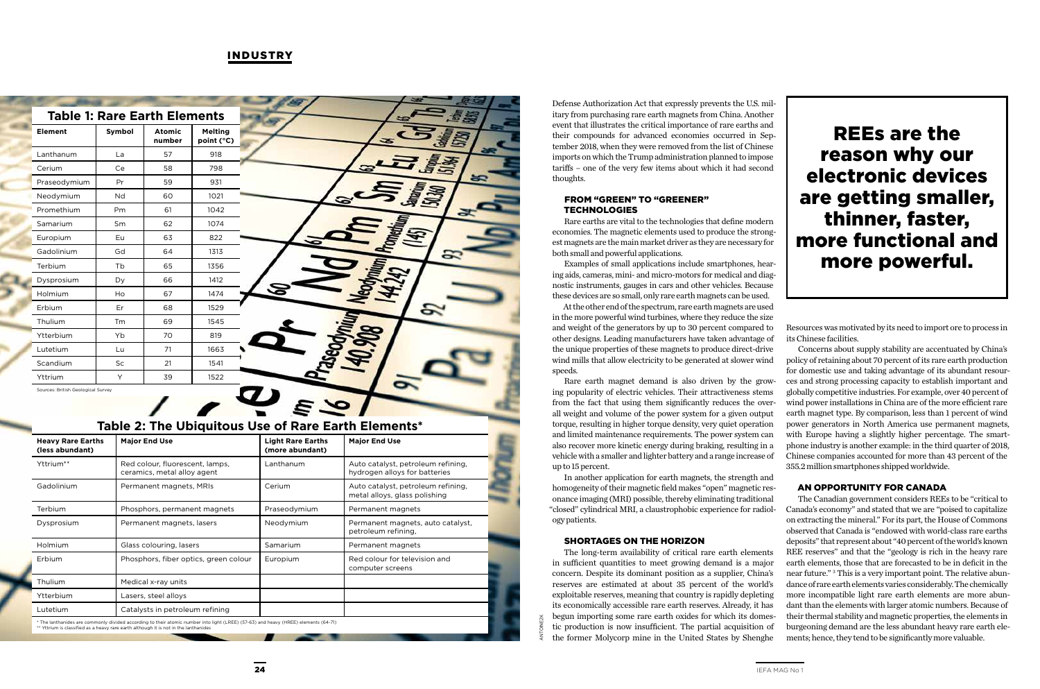## Table 1: Rare Earth Elements

| Element | Symbol | Atomic number | Melting point (°C) |
|---|---|---|---|
| Lanthanum | La | 57 | 918 |
| Cerium | Ce | 58 | 798 |
| Praseodymium | Pr | 59 | 931 |
| Neodymium | Nd | 60 | 1021 |
| Promethium | Pm | 61 | 1042 |
| Samarium | Sm | 62 | 1074 |
| Europium | Eu | 63 | 822 |
| Gadolinium | Gd | 64 | 1313 |
| Terbium | Tb | 65 | 1356 |
| Dysprosium | Dy | 66 | 1412 |
| Holmium | Ho | 67 | 1474 |
| Erbium | Er | 68 | 1529 |
| Thulium | Tm | 69 | 1545 |
| Ytterbium | Yb | 70 | 819 |
| Lutetium | Lu | 71 | 1663 |
| Scandium | Sc | 21 | 1541 |
| Yttrium | Y | 39 | 1522 |

Sources: British Geological Survey

## Table 2: The Ubiquitous Use of Rare Earth Elements*

| Heavy Rare Earths (less abundant) | Major End Use | Light Rare Earths (more abundant) | Major End Use |
|---|---|---|---|
| Yttrium** | Red colour, fluorescent, lamps, ceramics, metal alloy agent | Lanthanum | Auto catalyst, petroleum refining, hydrogen alloys for batteries |
| Gadolinium | Permanent magnets, MRIs | Cerium | Auto catalyst, petroleum refining, metal alloys, glass polishing |
| Terbium | Phosphors, permanent magnets | Praseodymium | Permanent magnets |
| Dysprosium | Permanent magnets, lasers | Neodymium | Permanent magnets, auto catalyst, petroleum refining, |
| Holmium | Glass colouring, lasers | Samarium | Permanent magnets |
| Erbium | Phosphors, fiber optics, green colour | Europium | Red colour for television and computer screens |
| Thulium | Medical x-ray units | | |
| Ytterbium | Lasers, steel alloys | | |
| Lutetium | Catalysts in petroleum refining | | |

* The lanthanides are commonly divided according to their atomic number into light (LREE) (57-63) and heavy (HREE) elements (64-71)
** Yttrium is classified as a heavy rare earth although it is not in the lanthanides

Defense Authorization Act that expressly prevents the U.S. military from purchasing rare earth magnets from China. Another event that illustrates the critical importance of rare earths and their compounds for advanced economies occurred in September 2018, when they were removed from the list of Chinese imports on which the Trump administration planned to impose tariffs – one of the very few items about which it had second thoughts.

### FROM "GREEN" TO "GREENER" TECHNOLOGIES

Rare earths are vital to the technologies that define modern economies. The magnetic elements used to produce the strongest magnets are the main market driver as they are necessary for both small and powerful applications.

Examples of small applications include smartphones, hearing aids, cameras, mini- and micro-motors for medical and diagnostic instruments, gauges in cars and other vehicles. Because these devices are so small, only rare earth magnets can be used.

At the other end of the spectrum, rare earth magnets are used in the more powerful wind turbines, where they reduce the size and weight of the generators by up to 30 percent compared to other designs. Leading manufacturers have taken advantage of the unique properties of these magnets to produce direct-drive wind mills that allow electricity to be generated at slower wind speeds.

Rare earth magnet demand is also driven by the growing popularity of electric vehicles. Their attractiveness stems from the fact that using them significantly reduces the overall weight and volume of the power system for a given output torque, resulting in higher torque density, very quiet operation and limited maintenance requirements. The power system can also recover more kinetic energy during braking, resulting in a vehicle with a smaller and lighter battery and a range increase of up to 15 percent.

In another application for earth magnets, the strength and homogeneity of their magnetic field makes "open" magnetic resonance imaging (MRI) possible, thereby eliminating traditional "closed" cylindrical MRI, a claustrophobic experience for radiology patients.

### SHORTAGES ON THE HORIZON

The long-term availability of critical rare earth elements in sufficient quantities to meet growing demand is a major concern. Despite its dominant position as a supplier, China's reserves are estimated at about 35 percent of the world's exploitable reserves, meaning that country is rapidly depleting its economically accessible rare earth reserves. Already, it has begun importing some rare earth oxides for which its domestic production is now insufficient. The partial acquisition of the former Molycorp mine in the United States by Shenghe Resources was motivated by its need to import ore to process in its Chinese facilities.

**REEs are the reason why our electronic devices are getting smaller, thinner, faster, more functional and more powerful.**

Concerns about supply stability are accentuated by China's policy of retaining about 70 percent of its rare earth production for domestic use and taking advantage of its abundant resources and strong processing capacity to establish important and globally competitive industries. For example, over 40 percent of wind power installations in China are of the more efficient rare earth magnet type. By comparison, less than 1 percent of wind power generators in North America use permanent magnets, with Europe having a slightly higher percentage. The smartphone industry is another example: in the third quarter of 2018, Chinese companies accounted for more than 43 percent of the 355.2 million smartphones shipped worldwide.

### AN OPPORTUNITY FOR CANADA

The Canadian government considers REEs to be "critical to Canada's economy" and stated that we are "poised to capitalize on extracting the mineral." For its part, the House of Commons observed that Canada is "endowed with world-class rare earths deposits" that represent about "40 percent of the world's known REE reserves" and that the "geology is rich in the heavy rare earth elements, those that are forecasted to be in deficit in the near future." [3] This is a very important point. The relative abundance of rare earth elements varies considerably. The chemically more incompatible light rare earth elements are more abundant than the elements with larger atomic numbers. Because of their thermal stability and magnetic properties, the elements in burgeoning demand are the less abundant heavy rare earth elements; hence, they tend to be significantly more valuable.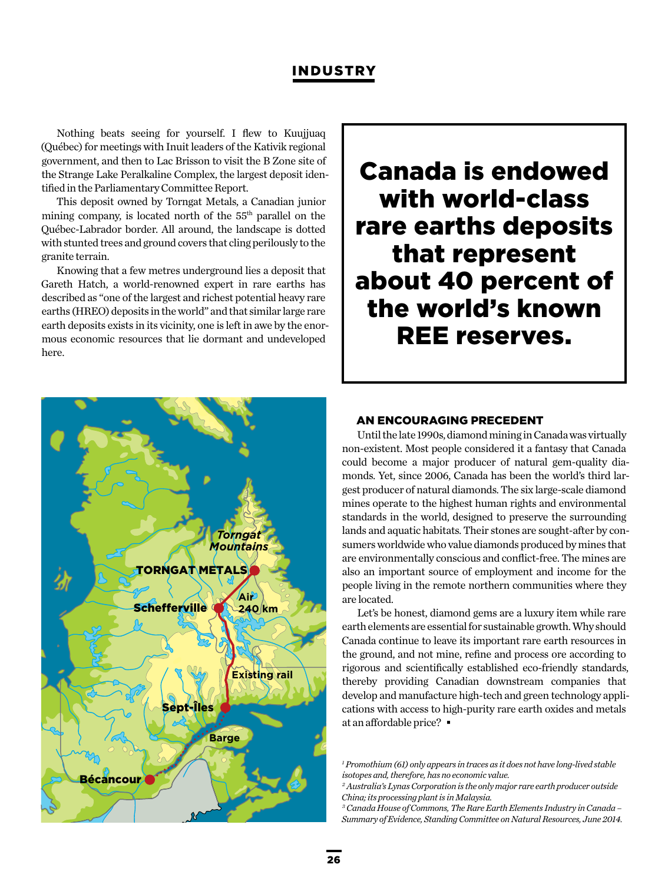Nothing beats seeing for yourself. I flew to Kuujjuaq (Québec) for meetings with Inuit leaders of the Kativik regional government, and then to Lac Brisson to visit the B Zone site of the Strange Lake Peralkaline Complex, the largest deposit identified in the Parliamentary Committee Report.

This deposit owned by Torngat Metals, a Canadian junior mining company, is located north of the 55th parallel on the Québec-Labrador border. All around, the landscape is dotted with stunted trees and ground covers that cling perilously to the granite terrain.

Knowing that a few metres underground lies a deposit that Gareth Hatch, a world-renowned expert in rare earths has described as "one of the largest and richest potential heavy rare earths (HREO) deposits in the world" and that similar large rare earth deposits exists in its vicinity, one is left in awe by the enormous economic resources that lie dormant and undeveloped here.

**Canada is endowed with world-class rare earths deposits that represent about 40 percent of the world's known REE reserves.**

Torngat Mountains

TORNGAT METALS

Schefferville

Air
240 km

Existing rail

Sept-Îles

Barge

Bécancour

## AN ENCOURAGING PRECEDENT

Until the late 1990s, diamond mining in Canada was virtually non-existent. Most people considered it a fantasy that Canada could become a major producer of natural gem-quality diamonds. Yet, since 2006, Canada has been the world's third largest producer of natural diamonds. The six large-scale diamond mines operate to the highest human rights and environmental standards in the world, designed to preserve the surrounding lands and aquatic habitats. Their stones are sought-after by consumers worldwide who value diamonds produced by mines that are environmentally conscious and conflict-free. The mines are also an important source of employment and income for the people living in the remote northern communities where they are located.

Let's be honest, diamond gems are a luxury item while rare earth elements are essential for sustainable growth. Why should Canada continue to leave its important rare earth resources in the ground, and not mine, refine and process ore according to rigorous and scientifically established eco-friendly standards, thereby providing Canadian downstream companies that develop and manufacture high-tech and green technology applications with access to high-purity rare earth oxides and metals at an affordable price? ▪

---

*[1] Promothium (61) only appears in traces as it does not have long-lived stable isotopes and, therefore, has no economic value.*

*[2] Australia's Lynas Corporation is the only major rare earth producer outside China; its processing plant is in Malaysia.*

*[3] Canada House of Commons, The Rare Earth Elements Industry in Canada – Summary of Evidence, Standing Committee on Natural Resources, June 2014.*